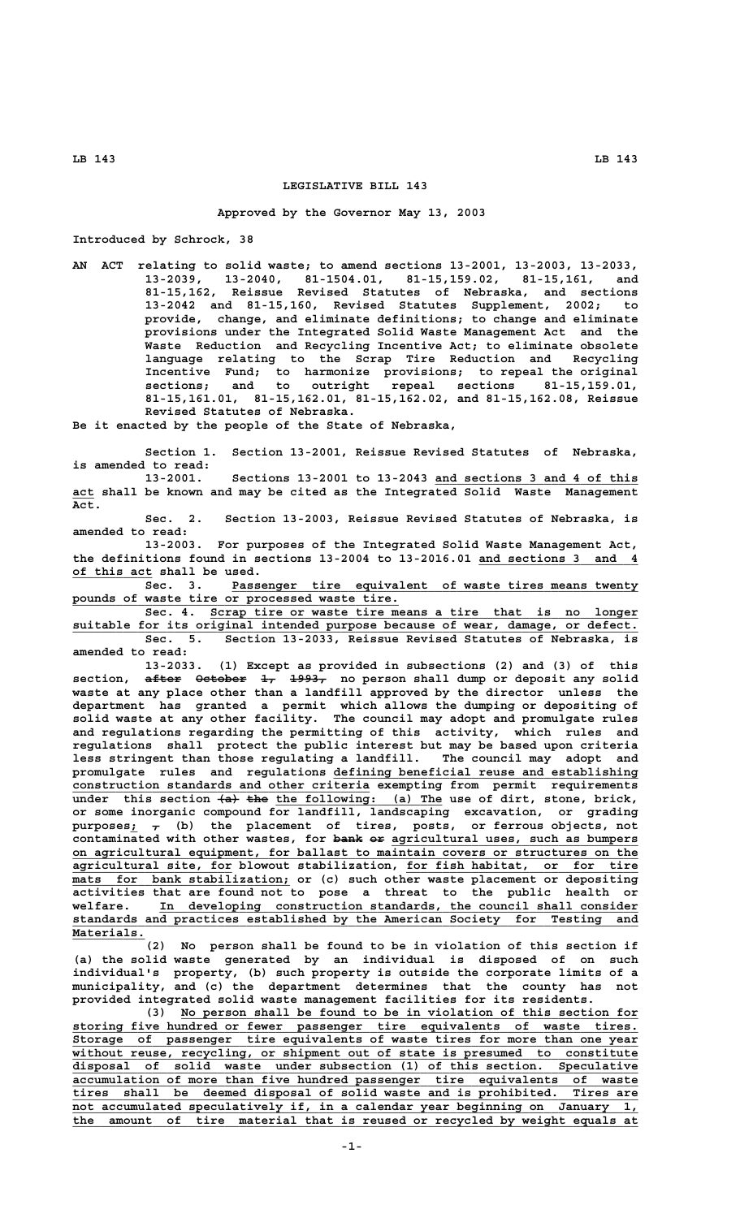# LEGISLATIVE BILL 143

**Approved by the Governor May 13, 2003**

Introduced by Schrock, 38

AN ACT relating to solid waste; to amend sections 13-2001, 13-2003, 13-2033, 13-2039, 13-2040, 81-1504.01, 81-15,159.02, 81-15,161, and 81-15,162, Reissue Revised Statutes of Nebraska, and sections 13-2042 and 81-15,160, Revised Statutes Supplement, 2002; to provide, change, and eliminate definitions; to change and eliminate provisions under the Integrated Solid Waste Management Act and the Waste Reduction and Recycling Incentive Act; to eliminate obsolete language relating to the Scrap Tire Reduction and Recycling Incentive Fund; to harmonize provisions; to repeal the original sections; and to outright repeal sections 81-15,159.01, 81-15,161.01, 81-15,162.01, 81-15,162.02, and 81-15,162.08, Reissue Revised Statutes of Nebraska.

Be it enacted by the people of the State of Nebraska,

Section 1. Section 13-2001, Reissue Revised Statutes of Nebraska, is amended to read:

13-2001. Sections 13-2001 to 13-2043 and sections 3 and 4 of this act shall be known and may be cited as the Integrated Solid Waste Management Act.

Sec. 2. Section 13-2003, Reissue Revised Statutes of Nebraska, is amended to read:

13-2003. For purposes of the Integrated Solid Waste Management Act, the definitions found in sections 13-2004 to 13-2016.01 and sections 3 and 4 of this act shall be used.

Sec. 3. Passenger tire equivalent of waste tires means twenty pounds of waste tire or processed waste tire.

Sec. 4. Scrap tire or waste tire means a tire that is no longer suitable for its original intended purpose because of wear, damage, or defect.

Sec. 5. Section 13-2033, Reissue Revised Statutes of Nebraska, is amended to read:

13-2033. (1) Except as provided in subsections (2) and (3) of this section, ~~after October 1, 1993,~~ no person shall dump or deposit any solid waste at any place other than a landfill approved by the director unless the department has granted a permit which allows the dumping or depositing of solid waste at any other facility. The council may adopt and promulgate rules and regulations regarding the permitting of this activity, which rules and regulations shall protect the public interest but may be based upon criteria less stringent than those regulating a landfill. The council may adopt and promulgate rules and regulations defining beneficial reuse and establishing construction standards and other criteria exempting from permit requirements under this section ~~(a) the~~ the following: (a) The use of dirt, stone, brick, or some inorganic compound for landfill, landscaping excavation, or grading purposes; ~~,~~ (b) the placement of tires, posts, or ferrous objects, not contaminated with other wastes, for ~~bank or~~ agricultural uses, such as bumpers on agricultural equipment, for ballast to maintain covers or structures on the agricultural site, for blowout stabilization, for fish habitat, or for tire mats for bank stabilization; or (c) such other waste placement or depositing activities that are found not to pose a threat to the public health or welfare. In developing construction standards, the council shall consider standards and practices established by the American Society for Testing and Materials.

(2) No person shall be found to be in violation of this section if (a) the solid waste generated by an individual is disposed of on such individual's property, (b) such property is outside the corporate limits of a municipality, and (c) the department determines that the county has not provided integrated solid waste management facilities for its residents.

(3) No person shall be found to be in violation of this section for storing five hundred or fewer passenger tire equivalents of waste tires. Storage of passenger tire equivalents of waste tires for more than one year without reuse, recycling, or shipment out of state is presumed to constitute disposal of solid waste under subsection (1) of this section. Speculative accumulation of more than five hundred passenger tire equivalents of waste tires shall be deemed disposal of solid waste and is prohibited. Tires are not accumulated speculatively if, in a calendar year beginning on January 1, the amount of tire material that is reused or recycled by weight equals at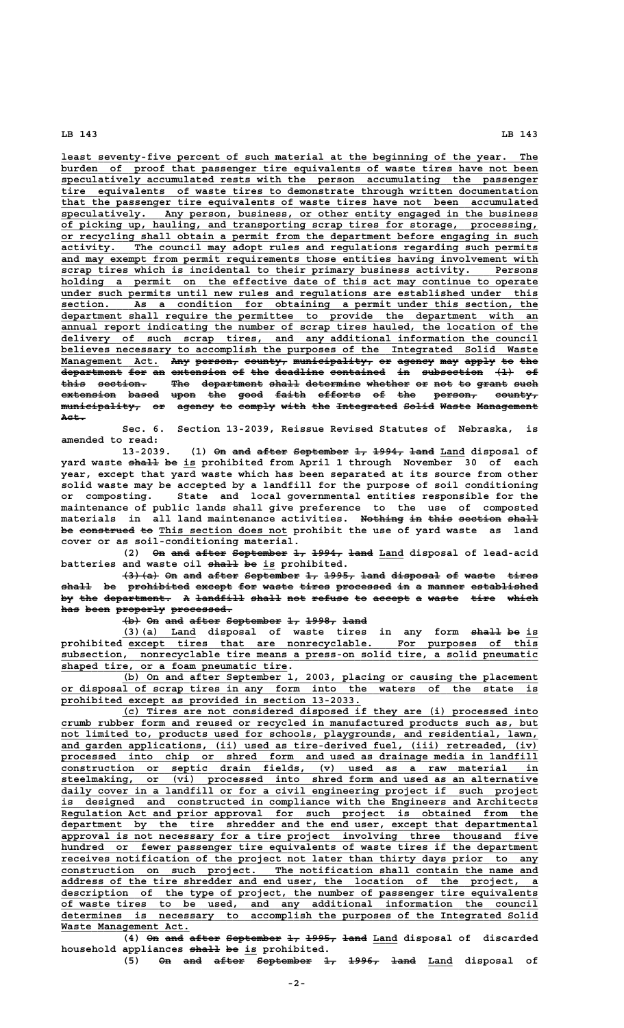least seventy-five percent of such material at the beginning of the year. The burden of proof that passenger tire equivalents of waste tires have not been speculatively accumulated rests with the person accumulating the passenger tire equivalents of waste tires to demonstrate through written documentation that the passenger tire equivalents of waste tires have not been accumulated speculatively. Any person, business, or other entity engaged in the business of picking up, hauling, and transporting scrap tires for storage, processing, or recycling shall obtain a permit from the department before engaging in such activity. The council may adopt rules and regulations regarding such permits and may exempt from permit requirements those entities having involvement with scrap tires which is incidental to their primary business activity. Persons holding a permit on the effective date of this act may continue to operate under such permits until new rules and regulations are established under this section. As a condition for obtaining a permit under this section, the department shall require the permittee to provide the department with an annual report indicating the number of scrap tires hauled, the location of the delivery of such scrap tires, and any additional information the council believes necessary to accomplish the purposes of the Integrated Solid Waste Management Act. ~~Any person, county, municipality, or agency may apply to the department for an extension of the deadline contained in subsection (1) of this section. The department shall determine whether or not to grant such extension based upon the good faith efforts of the person, county, municipality, or agency to comply with the Integrated Solid Waste Management Act.~~

Sec. 6. Section 13-2039, Reissue Revised Statutes of Nebraska, is amended to read:

13-2039. (1) ~~On and after September 1, 1994, land~~ Land disposal of yard waste ~~shall be~~ is prohibited from April 1 through November 30 of each year, except that yard waste which has been separated at its source from other solid waste may be accepted by a landfill for the purpose of soil conditioning or composting. State and local governmental entities responsible for the maintenance of public lands shall give preference to the use of composted materials in all land maintenance activities. ~~Nothing in this section shall be construed to~~ This section does not prohibit the use of yard waste as land cover or as soil-conditioning material.

(2) ~~On and after September 1, 1994, land~~ Land disposal of lead-acid batteries and waste oil ~~shall be~~ is prohibited.

~~(3)(a) On and after September 1, 1995, land disposal of waste tires shall be prohibited except for waste tires processed in a manner established by the department. A landfill shall not refuse to accept a waste tire which has been properly processed.~~

~~(b) On and after September 1, 1998, land~~

(3)(a) Land disposal of waste tires in any form ~~shall be~~ is prohibited except tires that are nonrecyclable. For purposes of this subsection, nonrecyclable tire means a press-on solid tire, a solid pneumatic shaped tire, or a foam pneumatic tire.

(b) On and after September 1, 2003, placing or causing the placement or disposal of scrap tires in any form into the waters of the state is prohibited except as provided in section 13-2033.

(c) Tires are not considered disposed if they are (i) processed into crumb rubber form and reused or recycled in manufactured products such as, but not limited to, products used for schools, playgrounds, and residential, lawn, and garden applications, (ii) used as tire-derived fuel, (iii) retreaded, (iv) processed into chip or shred form and used as drainage media in landfill construction or septic drain fields, (v) used as a raw material in steelmaking, or (vi) processed into shred form and used as an alternative daily cover in a landfill or for a civil engineering project if such project is designed and constructed in compliance with the Engineers and Architects Regulation Act and prior approval for such project is obtained from the department by the tire shredder and the end user, except that departmental approval is not necessary for a tire project involving three thousand five hundred or fewer passenger tire equivalents of waste tires if the department receives notification of the project not later than thirty days prior to any construction on such project. The notification shall contain the name and address of the tire shredder and end user, the location of the project, a description of the type of project, the number of passenger tire equivalents of waste tires to be used, and any additional information the council determines is necessary to accomplish the purposes of the Integrated Solid Waste Management Act.

(4) ~~On and after September 1, 1995, land~~ Land disposal of discarded household appliances ~~shall be~~ is prohibited.

(5) ~~On and after September 1, 1996, land~~ Land disposal of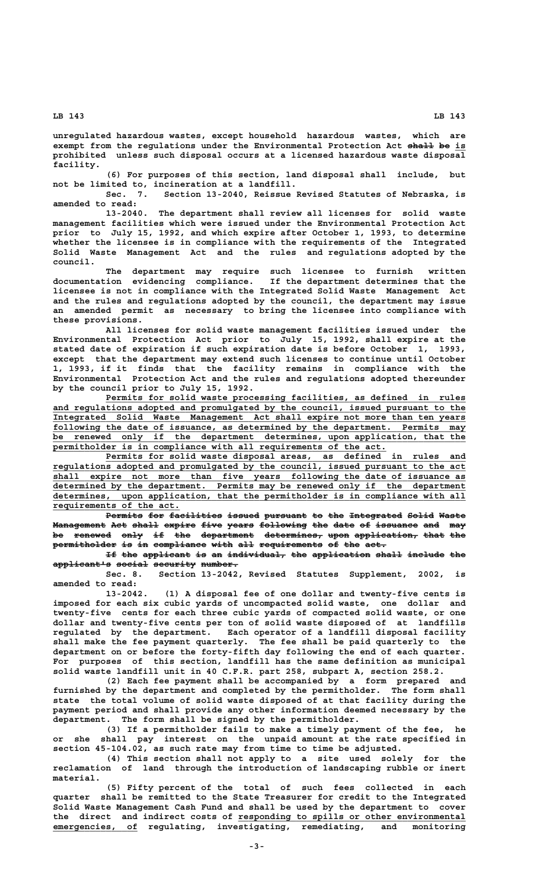unregulated hazardous wastes, except household hazardous wastes, which are exempt from the regulations under the Environmental Protection Act ~~shall be~~ is prohibited unless such disposal occurs at a licensed hazardous waste disposal facility.

(6) For purposes of this section, land disposal shall include, but not be limited to, incineration at a landfill.

Sec. 7. Section 13-2040, Reissue Revised Statutes of Nebraska, is amended to read:

13-2040. The department shall review all licenses for solid waste management facilities which were issued under the Environmental Protection Act prior to July 15, 1992, and which expire after October 1, 1993, to determine whether the licensee is in compliance with the requirements of the Integrated Solid Waste Management Act and the rules and regulations adopted by the council.

The department may require such licensee to furnish written documentation evidencing compliance. If the department determines that the licensee is not in compliance with the Integrated Solid Waste Management Act and the rules and regulations adopted by the council, the department may issue an amended permit as necessary to bring the licensee into compliance with these provisions.

All licenses for solid waste management facilities issued under the Environmental Protection Act prior to July 15, 1992, shall expire at the stated date of expiration if such expiration date is before October 1, 1993, except that the department may extend such licenses to continue until October 1, 1993, if it finds that the facility remains in compliance with the Environmental Protection Act and the rules and regulations adopted thereunder by the council prior to July 15, 1992.

Permits for solid waste processing facilities, as defined in rules and regulations adopted and promulgated by the council, issued pursuant to the Integrated Solid Waste Management Act shall expire not more than ten years following the date of issuance, as determined by the department. Permits may be renewed only if the department determines, upon application, that the permitholder is in compliance with all requirements of the act.

Permits for solid waste disposal areas, as defined in rules and regulations adopted and promulgated by the council, issued pursuant to the act shall expire not more than five years following the date of issuance as determined by the department. Permits may be renewed only if the department determines, upon application, that the permitholder is in compliance with all requirements of the act.

~~Permits for facilities issued pursuant to the Integrated Solid Waste Management Act shall expire five years following the date of issuance and may be renewed only if the department determines, upon application, that the permitholder is in compliance with all requirements of the act.~~

~~If the applicant is an individual, the application shall include the applicant's social security number.~~

Sec. 8. Section 13-2042, Revised Statutes Supplement, 2002, is amended to read:

13-2042. (1) A disposal fee of one dollar and twenty-five cents is imposed for each six cubic yards of uncompacted solid waste, one dollar and twenty-five cents for each three cubic yards of compacted solid waste, or one dollar and twenty-five cents per ton of solid waste disposed of at landfills regulated by the department. Each operator of a landfill disposal facility shall make the fee payment quarterly. The fee shall be paid quarterly to the department on or before the forty-fifth day following the end of each quarter. For purposes of this section, landfill has the same definition as municipal solid waste landfill unit in 40 C.F.R. part 258, subpart A, section 258.2.

(2) Each fee payment shall be accompanied by a form prepared and furnished by the department and completed by the permitholder. The form shall state the total volume of solid waste disposed of at that facility during the payment period and shall provide any other information deemed necessary by the department. The form shall be signed by the permitholder.

(3) If a permitholder fails to make a timely payment of the fee, he or she shall pay interest on the unpaid amount at the rate specified in section 45-104.02, as such rate may from time to time be adjusted.

(4) This section shall not apply to a site used solely for the reclamation of land through the introduction of landscaping rubble or inert material.

(5) Fifty percent of the total of such fees collected in each quarter shall be remitted to the State Treasurer for credit to the Integrated Solid Waste Management Cash Fund and shall be used by the department to cover the direct and indirect costs of responding to spills or other environmental emergencies, of regulating, investigating, remediating, and monitoring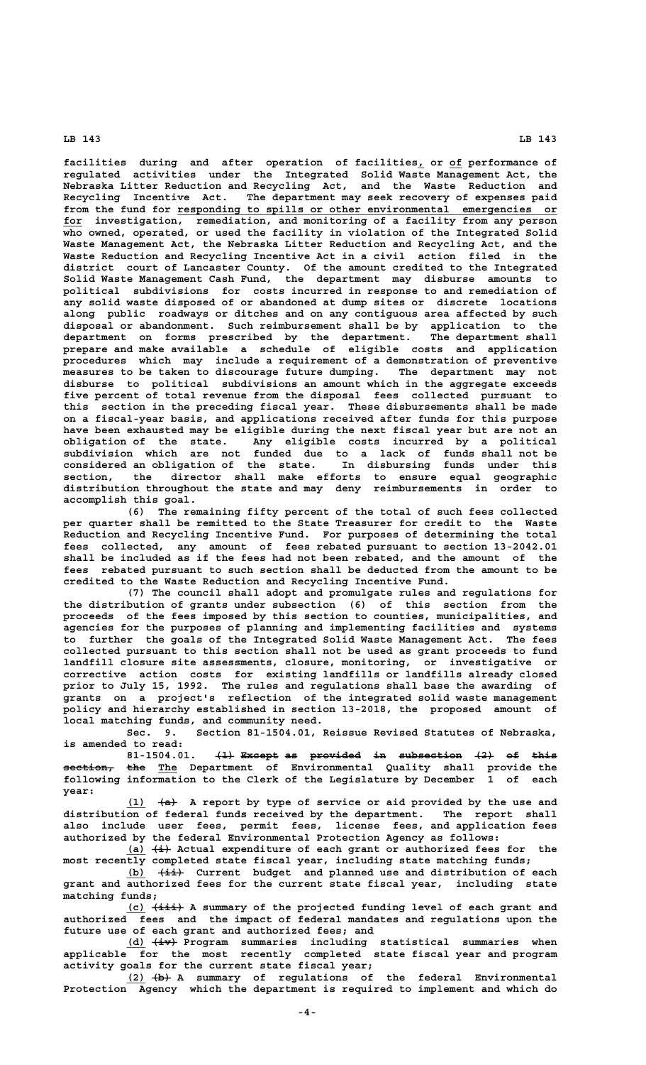facilities during and after operation of facilities, or of performance of regulated activities under the Integrated Solid Waste Management Act, the Nebraska Litter Reduction and Recycling Act, and the Waste Reduction and Recycling Incentive Act. The department may seek recovery of expenses paid from the fund for responding to spills or other environmental emergencies or for investigation, remediation, and monitoring of a facility from any person who owned, operated, or used the facility in violation of the Integrated Solid Waste Management Act, the Nebraska Litter Reduction and Recycling Act, and the Waste Reduction and Recycling Incentive Act in a civil action filed in the district court of Lancaster County. Of the amount credited to the Integrated Solid Waste Management Cash Fund, the department may disburse amounts to political subdivisions for costs incurred in response to and remediation of any solid waste disposed of or abandoned at dump sites or discrete locations along public roadways or ditches and on any contiguous area affected by such disposal or abandonment. Such reimbursement shall be by application to the department on forms prescribed by the department. The department shall prepare and make available a schedule of eligible costs and application procedures which may include a requirement of a demonstration of preventive measures to be taken to discourage future dumping. The department may not disburse to political subdivisions an amount which in the aggregate exceeds five percent of total revenue from the disposal fees collected pursuant to this section in the preceding fiscal year. These disbursements shall be made on a fiscal-year basis, and applications received after funds for this purpose have been exhausted may be eligible during the next fiscal year but are not an obligation of the state. Any eligible costs incurred by a political subdivision which are not funded due to a lack of funds shall not be considered an obligation of the state. In disbursing funds under this section, the director shall make efforts to ensure equal geographic distribution throughout the state and may deny reimbursements in order to accomplish this goal.

(6) The remaining fifty percent of the total of such fees collected per quarter shall be remitted to the State Treasurer for credit to the Waste Reduction and Recycling Incentive Fund. For purposes of determining the total fees collected, any amount of fees rebated pursuant to section 13-2042.01 shall be included as if the fees had not been rebated, and the amount of the fees rebated pursuant to such section shall be deducted from the amount to be credited to the Waste Reduction and Recycling Incentive Fund.

(7) The council shall adopt and promulgate rules and regulations for the distribution of grants under subsection (6) of this section from the proceeds of the fees imposed by this section to counties, municipalities, and agencies for the purposes of planning and implementing facilities and systems to further the goals of the Integrated Solid Waste Management Act. The fees collected pursuant to this section shall not be used as grant proceeds to fund landfill closure site assessments, closure, monitoring, or investigative or corrective action costs for existing landfills or landfills already closed prior to July 15, 1992. The rules and regulations shall base the awarding of grants on a project's reflection of the integrated solid waste management policy and hierarchy established in section 13-2018, the proposed amount of local matching funds, and community need.

Sec. 9. Section 81-1504.01, Reissue Revised Statutes of Nebraska, is amended to read:

81-1504.01. ~~(1) Except as provided in subsection (2) of this section, the~~ The Department of Environmental Quality shall provide the following information to the Clerk of the Legislature by December 1 of each year:

(1) ~~(a)~~ A report by type of service or aid provided by the use and distribution of federal funds received by the department. The report shall also include user fees, permit fees, license fees, and application fees authorized by the federal Environmental Protection Agency as follows:

(a) ~~(i)~~ Actual expenditure of each grant or authorized fees for the most recently completed state fiscal year, including state matching funds;

(b) ~~(ii)~~ Current budget and planned use and distribution of each grant and authorized fees for the current state fiscal year, including state matching funds;

(c) ~~(iii)~~ A summary of the projected funding level of each grant and authorized fees and the impact of federal mandates and regulations upon the future use of each grant and authorized fees; and

(d) ~~(iv)~~ Program summaries including statistical summaries when applicable for the most recently completed state fiscal year and program activity goals for the current state fiscal year;

(2) ~~(b)~~ A summary of regulations of the federal Environmental Protection Agency which the department is required to implement and which do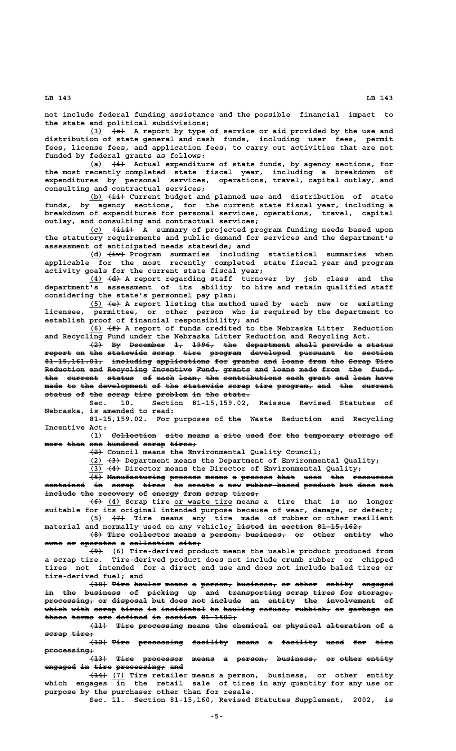not include federal funding assistance and the possible financial impact to the state and political subdivisions;

(3) ~~(c)~~ A report by type of service or aid provided by the use and distribution of state general and cash funds, including user fees, permit fees, license fees, and application fees, to carry out activities that are not funded by federal grants as follows:

(a) ~~(i)~~ Actual expenditure of state funds, by agency sections, for the most recently completed state fiscal year, including a breakdown of expenditures by personal services, operations, travel, capital outlay, and consulting and contractual services;

(b) ~~(ii)~~ Current budget and planned use and distribution of state funds, by agency sections, for the current state fiscal year, including a breakdown of expenditures for personal services, operations, travel, capital outlay, and consulting and contractual services;

(c) ~~(iii)~~ A summary of projected program funding needs based upon the statutory requirements and public demand for services and the department's assessment of anticipated needs statewide; and

(d) ~~(iv)~~ Program summaries including statistical summaries when applicable for the most recently completed state fiscal year and program activity goals for the current state fiscal year;

(4) ~~(d)~~ A report regarding staff turnover by job class and the department's assessment of its ability to hire and retain qualified staff considering the state's personnel pay plan;

(5) ~~(e)~~ A report listing the method used by each new or existing licensee, permittee, or other person who is required by the department to establish proof of financial responsibility; and

(6) ~~(f)~~ A report of funds credited to the Nebraska Litter Reduction and Recycling Fund under the Nebraska Litter Reduction and Recycling Act.

~~(2) By December 1, 1996, the department shall provide a status report on the statewide scrap tire program developed pursuant to section 81-15,161.01, including applications for grants and loans from the Scrap Tire Reduction and Recycling Incentive Fund, grants and loans made from the fund, the current status of each loan, the contributions each grant and loan have made to the development of the statewide scrap tire program, and the current status of the scrap tire problem in the state.~~

Sec. 10. Section 81-15,159.02, Reissue Revised Statutes of Nebraska, is amended to read:

81-15,159.02. For purposes of the Waste Reduction and Recycling Incentive Act:

(1) ~~Collection site means a site used for the temporary storage of more than one hundred scrap tires;~~

~~(2)~~ Council means the Environmental Quality Council;

(2) ~~(3)~~ Department means the Department of Environmental Quality;

(3) ~~(4)~~ Director means the Director of Environmental Quality;

~~(5) Manufacturing process means a process that uses the resources contained in scrap tires to create a new rubber-based product but does not include the recovery of energy from scrap tires;~~

~~(6)~~ (4) Scrap tire or waste tire means a tire that is no longer suitable for its original intended purpose because of wear, damage, or defect;

(5) ~~(7)~~ Tire means any tire made of rubber or other resilient material and normally used on any vehicle; ~~listed in section 81-15,162;~~

~~(8) Tire collector means a person, business, or other entity who owns or operates a collection site;~~

~~(9)~~ (6) Tire-derived product means the usable product produced from a scrap tire. Tire-derived product does not include crumb rubber or chipped tires not intended for a direct end use and does not include baled tires or tire-derived fuel; and

~~(10) Tire hauler means a person, business, or other entity engaged in the business of picking up and transporting scrap tires for storage, processing, or disposal but does not include an entity the involvement of which with scrap tires is incidental to hauling refuse, rubbish, or garbage as those terms are defined in section 81-1502;~~

~~(11) Tire processing means the chemical or physical alteration of a scrap tire;~~

~~(12) Tire processing facility means a facility used for tire processing;~~

~~(13) Tire processor means a person, business, or other entity engaged in tire processing; and~~

~~(14)~~ (7) Tire retailer means a person, business, or other entity which engages in the retail sale of tires in any quantity for any use or purpose by the purchaser other than for resale.

Sec. 11. Section 81-15,160, Revised Statutes Supplement, 2002, is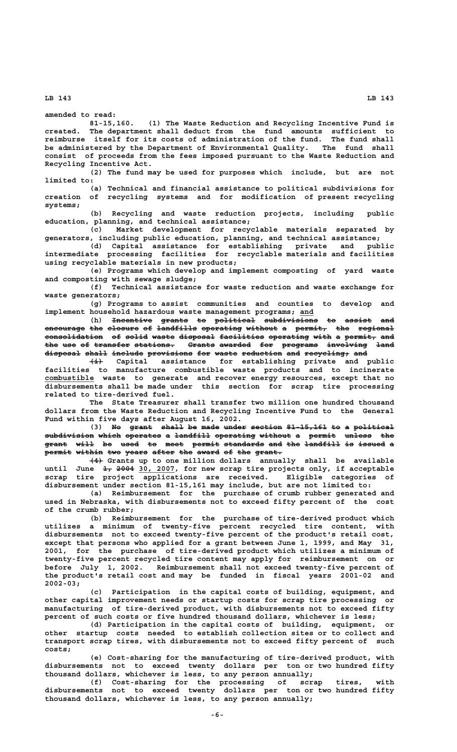amended to read:

81-15,160. (1) The Waste Reduction and Recycling Incentive Fund is created. The department shall deduct from the fund amounts sufficient to reimburse itself for its costs of administration of the fund. The fund shall be administered by the Department of Environmental Quality. The fund shall consist of proceeds from the fees imposed pursuant to the Waste Reduction and Recycling Incentive Act.

(2) The fund may be used for purposes which include, but are not limited to:

(a) Technical and financial assistance to political subdivisions for creation of recycling systems and for modification of present recycling systems;

(b) Recycling and waste reduction projects, including public education, planning, and technical assistance;

(c) Market development for recyclable materials separated by generators, including public education, planning, and technical assistance;

(d) Capital assistance for establishing private and public intermediate processing facilities for recyclable materials and facilities using recyclable materials in new products;

(e) Programs which develop and implement composting of yard waste and composting with sewage sludge;

(f) Technical assistance for waste reduction and waste exchange for waste generators;

(g) Programs to assist communities and counties to develop and implement household hazardous waste management programs; and

(h) ~~Incentive grants to political subdivisions to assist and encourage the closure of landfills operating without a permit, the regional consolidation of solid waste disposal facilities operating with a permit, and the use of transfer stations. Grants awarded for programs involving land disposal shall include provisions for waste reduction and recycling; and~~

~~(i)~~ Capital assistance for establishing private and public facilities to manufacture combustible waste products and to incinerate combustible waste to generate and recover energy resources, except that no disbursements shall be made under this section for scrap tire processing related to tire-derived fuel.

The State Treasurer shall transfer two million one hundred thousand dollars from the Waste Reduction and Recycling Incentive Fund to the General Fund within five days after August 16, 2002.

(3) ~~No grant shall be made under section 81-15,161 to a political subdivision which operates a landfill operating without a permit unless the grant will be used to meet permit standards and the landfill is issued a permit within two years after the award of the grant.~~

~~(4)~~ Grants up to one million dollars annually shall be available until June ~~1, 2004~~ 30, 2007, for new scrap tire projects only, if acceptable scrap tire project applications are received. Eligible categories of disbursement under section 81-15,161 may include, but are not limited to:

(a) Reimbursement for the purchase of crumb rubber generated and used in Nebraska, with disbursements not to exceed fifty percent of the cost of the crumb rubber;

(b) Reimbursement for the purchase of tire-derived product which utilizes a minimum of twenty-five percent recycled tire content, with disbursements not to exceed twenty-five percent of the product's retail cost, except that persons who applied for a grant between June 1, 1999, and May 31, 2001, for the purchase of tire-derived product which utilizes a minimum of twenty-five percent recycled tire content may apply for reimbursement on or before July 1, 2002. Reimbursement shall not exceed twenty-five percent of the product's retail cost and may be funded in fiscal years 2001-02 and 2002-03;

(c) Participation in the capital costs of building, equipment, and other capital improvement needs or startup costs for scrap tire processing or manufacturing of tire-derived product, with disbursements not to exceed fifty percent of such costs or five hundred thousand dollars, whichever is less;

(d) Participation in the capital costs of building, equipment, or other startup costs needed to establish collection sites or to collect and transport scrap tires, with disbursements not to exceed fifty percent of such costs;

(e) Cost-sharing for the manufacturing of tire-derived product, with disbursements not to exceed twenty dollars per ton or two hundred fifty thousand dollars, whichever is less, to any person annually;

(f) Cost-sharing for the processing of scrap tires, with disbursements not to exceed twenty dollars per ton or two hundred fifty thousand dollars, whichever is less, to any person annually;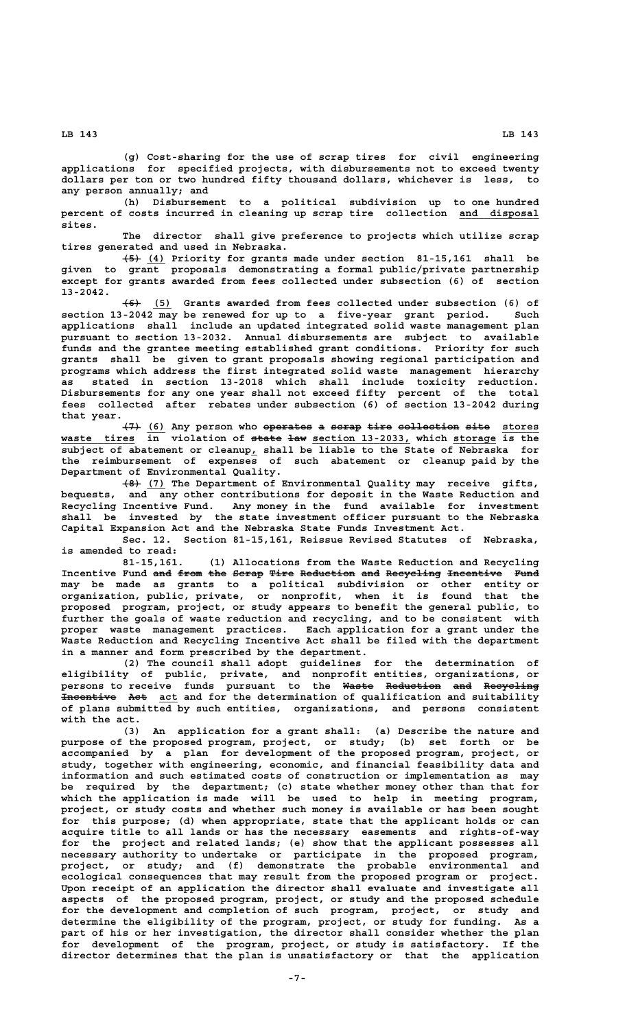(g) Cost-sharing for the use of scrap tires for civil engineering applications for specified projects, with disbursements not to exceed twenty dollars per ton or two hundred fifty thousand dollars, whichever is less, to any person annually; and

(h) Disbursement to a political subdivision up to one hundred percent of costs incurred in cleaning up scrap tire collection and disposal sites.

The director shall give preference to projects which utilize scrap tires generated and used in Nebraska.

~~(5)~~ (4) Priority for grants made under section 81-15,161 shall be given to grant proposals demonstrating a formal public/private partnership except for grants awarded from fees collected under subsection (6) of section 13-2042.

~~(6)~~ (5) Grants awarded from fees collected under subsection (6) of section 13-2042 may be renewed for up to a five-year grant period. Such applications shall include an updated integrated solid waste management plan pursuant to section 13-2032. Annual disbursements are subject to available funds and the grantee meeting established grant conditions. Priority for such grants shall be given to grant proposals showing regional participation and programs which address the first integrated solid waste management hierarchy as stated in section 13-2018 which shall include toxicity reduction. Disbursements for any one year shall not exceed fifty percent of the total fees collected after rebates under subsection (6) of section 13-2042 during that year.

~~(7)~~ (6) Any person who ~~operates a scrap tire collection site~~ stores waste tires in violation of ~~state law~~ section 13-2033, which storage is the subject of abatement or cleanup, shall be liable to the State of Nebraska for the reimbursement of expenses of such abatement or cleanup paid by the Department of Environmental Quality.

~~(8)~~ (7) The Department of Environmental Quality may receive gifts, bequests, and any other contributions for deposit in the Waste Reduction and Recycling Incentive Fund. Any money in the fund available for investment shall be invested by the state investment officer pursuant to the Nebraska Capital Expansion Act and the Nebraska State Funds Investment Act.

Sec. 12. Section 81-15,161, Reissue Revised Statutes of Nebraska, is amended to read:

81-15,161. (1) Allocations from the Waste Reduction and Recycling Incentive Fund ~~and from the Scrap Tire Reduction and Recycling Incentive Fund~~ may be made as grants to a political subdivision or other entity or organization, public, private, or nonprofit, when it is found that the proposed program, project, or study appears to benefit the general public, to further the goals of waste reduction and recycling, and to be consistent with proper waste management practices. Each application for a grant under the Waste Reduction and Recycling Incentive Act shall be filed with the department in a manner and form prescribed by the department.

(2) The council shall adopt guidelines for the determination of eligibility of public, private, and nonprofit entities, organizations, or persons to receive funds pursuant to the ~~Waste Reduction and Recycling Incentive Act~~ act and for the determination of qualification and suitability of plans submitted by such entities, organizations, and persons consistent with the act.

(3) An application for a grant shall: (a) Describe the nature and purpose of the proposed program, project, or study; (b) set forth or be accompanied by a plan for development of the proposed program, project, or study, together with engineering, economic, and financial feasibility data and information and such estimated costs of construction or implementation as may be required by the department; (c) state whether money other than that for which the application is made will be used to help in meeting program, project, or study costs and whether such money is available or has been sought for this purpose; (d) when appropriate, state that the applicant holds or can acquire title to all lands or has the necessary easements and rights-of-way for the project and related lands; (e) show that the applicant possesses all necessary authority to undertake or participate in the proposed program, project, or study; and (f) demonstrate the probable environmental and ecological consequences that may result from the proposed program or project. Upon receipt of an application the director shall evaluate and investigate all aspects of the proposed program, project, or study and the proposed schedule for the development and completion of such program, project, or study and determine the eligibility of the program, project, or study for funding. As a part of his or her investigation, the director shall consider whether the plan for development of the program, project, or study is satisfactory. If the director determines that the plan is unsatisfactory or that the application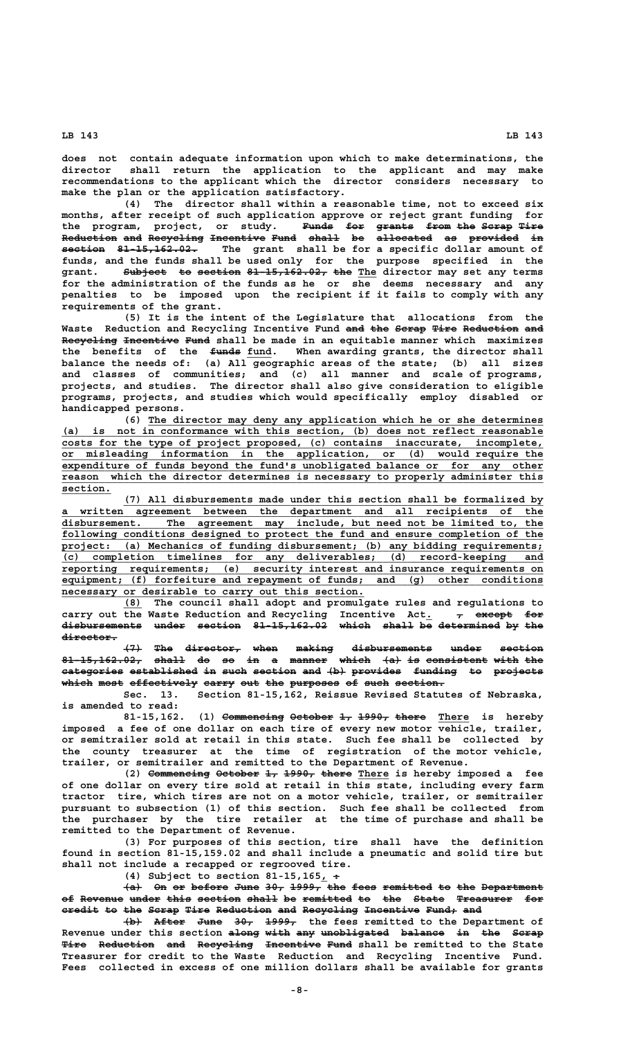does not contain adequate information upon which to make determinations, the director shall return the application to the applicant and may make recommendations to the applicant which the director considers necessary to make the plan or the application satisfactory.

(4) The director shall within a reasonable time, not to exceed six months, after receipt of such application approve or reject grant funding for the program, project, or study. ~~Funds for grants from the Scrap Tire Reduction and Recycling Incentive Fund shall be allocated as provided in section 81-15,162.02.~~ The grant shall be for a specific dollar amount of funds, and the funds shall be used only for the purpose specified in the grant. ~~Subject to section 81-15,162.02, the~~ The director may set any terms for the administration of the funds as he or she deems necessary and any penalties to be imposed upon the recipient if it fails to comply with any requirements of the grant.

(5) It is the intent of the Legislature that allocations from the Waste Reduction and Recycling Incentive Fund ~~and the Scrap Tire Reduction and Recycling Incentive Fund~~ shall be made in an equitable manner which maximizes the benefits of the ~~funds~~ fund. When awarding grants, the director shall balance the needs of: (a) All geographic areas of the state; (b) all sizes and classes of communities; and (c) all manner and scale of programs, projects, and studies. The director shall also give consideration to eligible programs, projects, and studies which would specifically employ disabled or handicapped persons.

(6) The director may deny any application which he or she determines (a) is not in conformance with this section, (b) does not reflect reasonable costs for the type of project proposed, (c) contains inaccurate, incomplete, or misleading information in the application, or (d) would require the expenditure of funds beyond the fund's unobligated balance or for any other reason which the director determines is necessary to properly administer this section.

(7) All disbursements made under this section shall be formalized by a written agreement between the department and all recipients of the disbursement. The agreement may include, but need not be limited to, the following conditions designed to protect the fund and ensure completion of the project: (a) Mechanics of funding disbursement; (b) any bidding requirements; (c) completion timelines for any deliverables; (d) record-keeping and reporting requirements; (e) security interest and insurance requirements on equipment; (f) forfeiture and repayment of funds; and (g) other conditions necessary or desirable to carry out this section.

(8) The council shall adopt and promulgate rules and regulations to carry out the Waste Reduction and Recycling Incentive Act. ~~, except for disbursements under section 81-15,162.02 which shall be determined by the director.~~

~~(7) The director, when making disbursements under section 81-15,162.02, shall do so in a manner which (a) is consistent with the categories established in such section and (b) provides funding to projects which most effectively carry out the purposes of such section.~~

Sec. 13. Section 81-15,162, Reissue Revised Statutes of Nebraska, is amended to read:

81-15,162. (1) ~~Commencing October 1, 1990, there~~ There is hereby imposed a fee of one dollar on each tire of every new motor vehicle, trailer, or semitrailer sold at retail in this state. Such fee shall be collected by the county treasurer at the time of registration of the motor vehicle, trailer, or semitrailer and remitted to the Department of Revenue.

(2) ~~Commencing October 1, 1990, there~~ There is hereby imposed a fee of one dollar on every tire sold at retail in this state, including every farm tractor tire, which tires are not on a motor vehicle, trailer, or semitrailer pursuant to subsection (1) of this section. Such fee shall be collected from the purchaser by the tire retailer at the time of purchase and shall be remitted to the Department of Revenue.

(3) For purposes of this section, tire shall have the definition found in section 81-15,159.02 and shall include a pneumatic and solid tire but shall not include a recapped or regrooved tire.

(4) Subject to section 81-15,165, ~~:~~

~~(a) On or before June 30, 1999, the fees remitted to the Department of Revenue under this section shall be remitted to the State Treasurer for credit to the Scrap Tire Reduction and Recycling Incentive Fund; and~~

~~(b) After June 30, 1999,~~ the fees remitted to the Department of Revenue under this section ~~along with any unobligated balance in the Scrap Tire Reduction and Recycling Incentive Fund~~ shall be remitted to the State Treasurer for credit to the Waste Reduction and Recycling Incentive Fund. Fees collected in excess of one million dollars shall be available for grants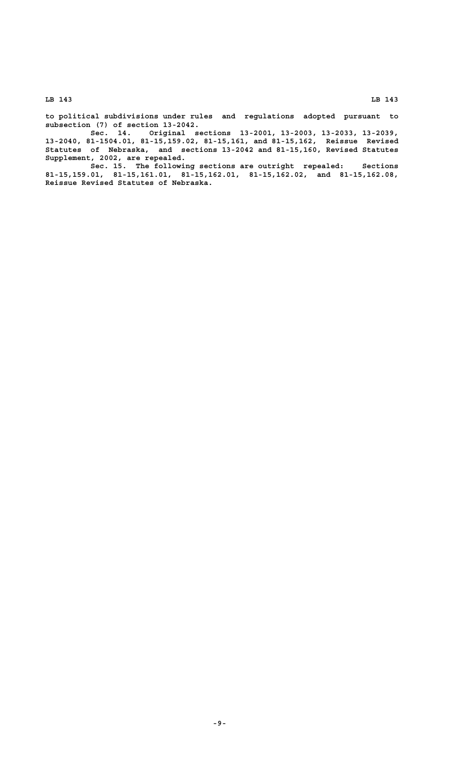to political subdivisions under rules and regulations adopted pursuant to subsection (7) of section 13-2042.

Sec. 14. Original sections 13-2001, 13-2003, 13-2033, 13-2039, 13-2040, 81-1504.01, 81-15,159.02, 81-15,161, and 81-15,162, Reissue Revised Statutes of Nebraska, and sections 13-2042 and 81-15,160, Revised Statutes Supplement, 2002, are repealed.

Sec. 15. The following sections are outright repealed: Sections 81-15,159.01, 81-15,161.01, 81-15,162.01, 81-15,162.02, and 81-15,162.08, Reissue Revised Statutes of Nebraska.